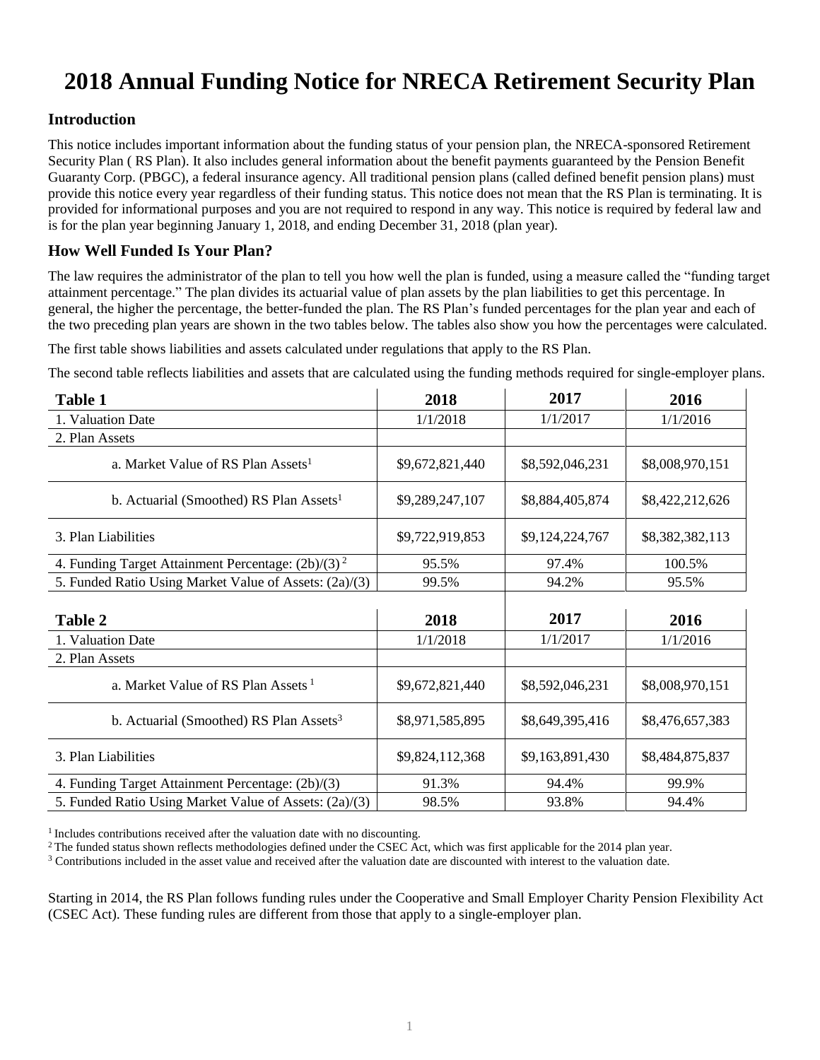# 2018 Annual Funding Notice for NRECA Retirement Security Plan

## Introduction

This notice includes important information about the funding status of your pension plan, the NRECA-sponsored Retirement Security Plan ( RS Plan). It also includes general information about the benefit payments guaranteed by the Pension Benefit Guaranty Corp. (PBGC), a federal insurance agency. All traditional pension plans (called defined benefit pension plans) must provide this notice every year regardless of their funding status. This notice does not mean that the RS Plan is terminating. It is provided for informational purposes and you are not required to respond in any way. This notice is required by federal law and is for the plan year beginning January 1, 2018, and ending December 31, 2018 (plan year).

## How Well Funded Is Your Plan?

The law requires the administrator of the plan to tell you how well the plan is funded, using a measure called the "funding target attainment percentage." The plan divides its actuarial value of plan assets by the plan liabilities to get this percentage. In general, the higher the percentage, the better-funded the plan. The RS Plan's funded percentages for the plan year and each of the two preceding plan years are shown in the two tables below. The tables also show you how the percentages were calculated.

The first table shows liabilities and assets calculated under regulations that apply to the RS Plan.

The second table reflects liabilities and assets that are calculated using the funding methods required for single-employer plans.

| Table 1 | 2018 | 2017 | 2016 |
|---|---|---|---|
| 1. Valuation Date | 1/1/2018 | 1/1/2017 | 1/1/2016 |
| 2. Plan Assets | | | |
| a. Market Value of RS Plan Assets[1] | $9,672,821,440 | $8,592,046,231 | $8,008,970,151 |
| b. Actuarial (Smoothed) RS Plan Assets[1] | $9,289,247,107 | $8,884,405,874 | $8,422,212,626 |
| 3. Plan Liabilities | $9,722,919,853 | $9,124,224,767 | $8,382,382,113 |
| 4. Funding Target Attainment Percentage: (2b)/(3)[2] | 95.5% | 97.4% | 100.5% |
| 5. Funded Ratio Using Market Value of Assets: (2a)/(3) | 99.5% | 94.2% | 95.5% |

| Table 2 | 2018 | 2017 | 2016 |
|---|---|---|---|
| 1. Valuation Date | 1/1/2018 | 1/1/2017 | 1/1/2016 |
| 2. Plan Assets | | | |
| a. Market Value of RS Plan Assets[1] | $9,672,821,440 | $8,592,046,231 | $8,008,970,151 |
| b. Actuarial (Smoothed) RS Plan Assets[3] | $8,971,585,895 | $8,649,395,416 | $8,476,657,383 |
| 3. Plan Liabilities | $9,824,112,368 | $9,163,891,430 | $8,484,875,837 |
| 4. Funding Target Attainment Percentage: (2b)/(3) | 91.3% | 94.4% | 99.9% |
| 5. Funded Ratio Using Market Value of Assets: (2a)/(3) | 98.5% | 93.8% | 94.4% |

[1] Includes contributions received after the valuation date with no discounting.

[2] The funded status shown reflects methodologies defined under the CSEC Act, which was first applicable for the 2014 plan year.

[3] Contributions included in the asset value and received after the valuation date are discounted with interest to the valuation date.

Starting in 2014, the RS Plan follows funding rules under the Cooperative and Small Employer Charity Pension Flexibility Act (CSEC Act). These funding rules are different from those that apply to a single-employer plan.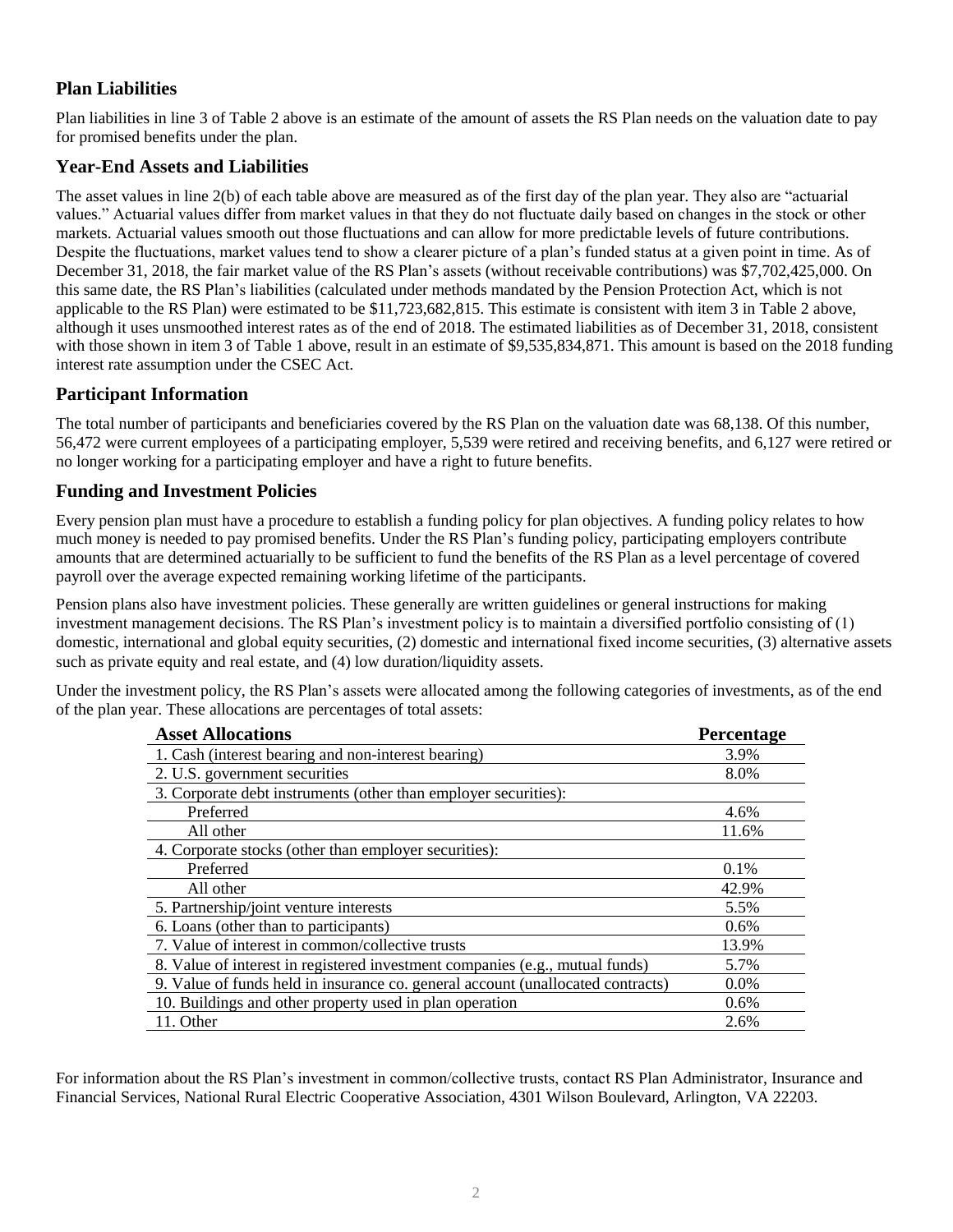## Plan Liabilities

Plan liabilities in line 3 of Table 2 above is an estimate of the amount of assets the RS Plan needs on the valuation date to pay for promised benefits under the plan.

## Year-End Assets and Liabilities

The asset values in line 2(b) of each table above are measured as of the first day of the plan year. They also are "actuarial values." Actuarial values differ from market values in that they do not fluctuate daily based on changes in the stock or other markets. Actuarial values smooth out those fluctuations and can allow for more predictable levels of future contributions. Despite the fluctuations, market values tend to show a clearer picture of a plan's funded status at a given point in time. As of December 31, 2018, the fair market value of the RS Plan's assets (without receivable contributions) was $7,702,425,000. On this same date, the RS Plan's liabilities (calculated under methods mandated by the Pension Protection Act, which is not applicable to the RS Plan) were estimated to be $11,723,682,815. This estimate is consistent with item 3 in Table 2 above, although it uses unsmoothed interest rates as of the end of 2018. The estimated liabilities as of December 31, 2018, consistent with those shown in item 3 of Table 1 above, result in an estimate of $9,535,834,871. This amount is based on the 2018 funding interest rate assumption under the CSEC Act.

## Participant Information

The total number of participants and beneficiaries covered by the RS Plan on the valuation date was 68,138. Of this number, 56,472 were current employees of a participating employer, 5,539 were retired and receiving benefits, and 6,127 were retired or no longer working for a participating employer and have a right to future benefits.

## Funding and Investment Policies

Every pension plan must have a procedure to establish a funding policy for plan objectives. A funding policy relates to how much money is needed to pay promised benefits. Under the RS Plan's funding policy, participating employers contribute amounts that are determined actuarially to be sufficient to fund the benefits of the RS Plan as a level percentage of covered payroll over the average expected remaining working lifetime of the participants.

Pension plans also have investment policies. These generally are written guidelines or general instructions for making investment management decisions. The RS Plan's investment policy is to maintain a diversified portfolio consisting of (1) domestic, international and global equity securities, (2) domestic and international fixed income securities, (3) alternative assets such as private equity and real estate, and (4) low duration/liquidity assets.

Under the investment policy, the RS Plan's assets were allocated among the following categories of investments, as of the end of the plan year. These allocations are percentages of total assets:

| Asset Allocations | Percentage |
|---|---|
| 1. Cash (interest bearing and non-interest bearing) | 3.9% |
| 2. U.S. government securities | 8.0% |
| 3. Corporate debt instruments (other than employer securities): | |
| Preferred | 4.6% |
| All other | 11.6% |
| 4. Corporate stocks (other than employer securities): | |
| Preferred | 0.1% |
| All other | 42.9% |
| 5. Partnership/joint venture interests | 5.5% |
| 6. Loans (other than to participants) | 0.6% |
| 7. Value of interest in common/collective trusts | 13.9% |
| 8. Value of interest in registered investment companies (e.g., mutual funds) | 5.7% |
| 9. Value of funds held in insurance co. general account (unallocated contracts) | 0.0% |
| 10. Buildings and other property used in plan operation | 0.6% |
| 11. Other | 2.6% |

For information about the RS Plan's investment in common/collective trusts, contact RS Plan Administrator, Insurance and Financial Services, National Rural Electric Cooperative Association, 4301 Wilson Boulevard, Arlington, VA 22203.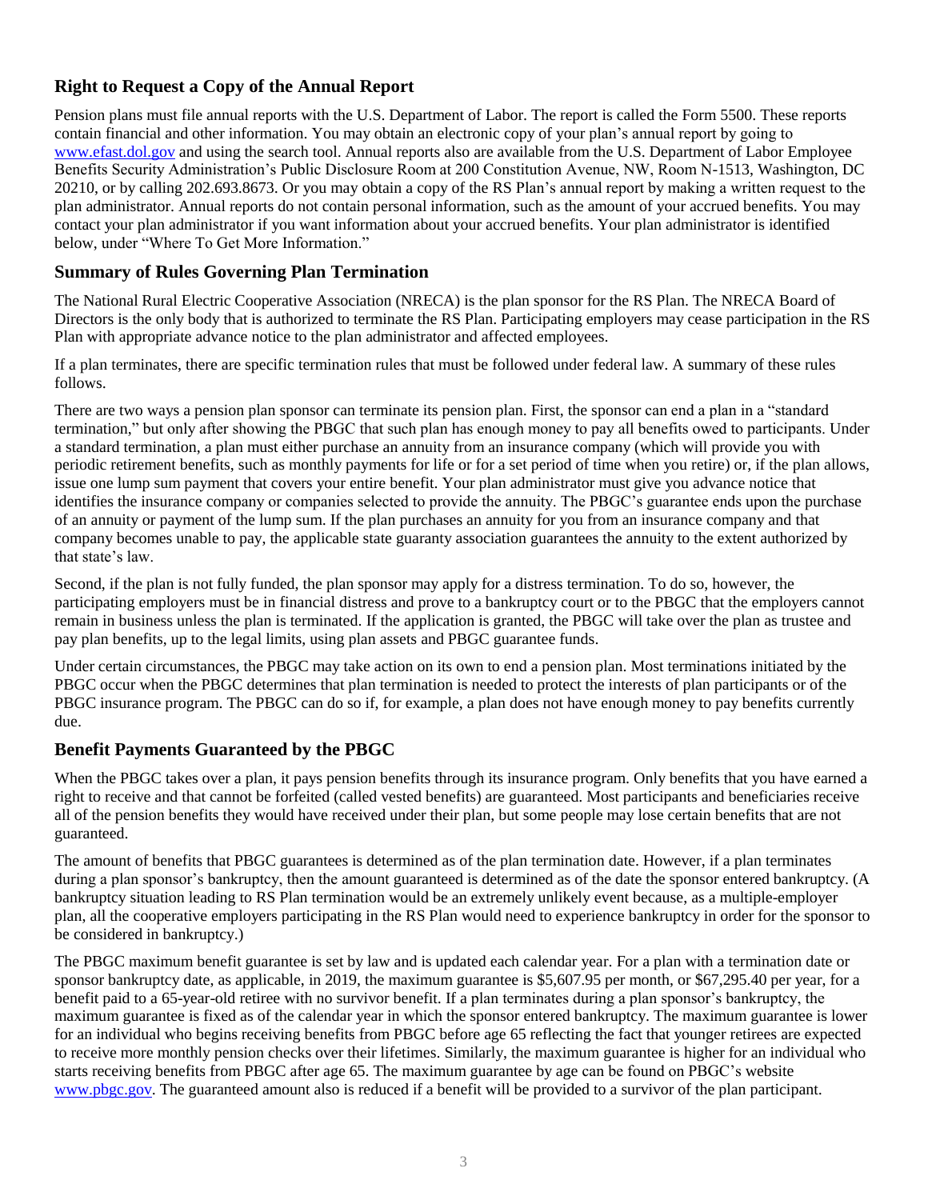## Right to Request a Copy of the Annual Report

Pension plans must file annual reports with the U.S. Department of Labor. The report is called the Form 5500. These reports contain financial and other information. You may obtain an electronic copy of your plan's annual report by going to www.efast.dol.gov and using the search tool. Annual reports also are available from the U.S. Department of Labor Employee Benefits Security Administration's Public Disclosure Room at 200 Constitution Avenue, NW, Room N-1513, Washington, DC 20210, or by calling 202.693.8673. Or you may obtain a copy of the RS Plan's annual report by making a written request to the plan administrator. Annual reports do not contain personal information, such as the amount of your accrued benefits. You may contact your plan administrator if you want information about your accrued benefits. Your plan administrator is identified below, under "Where To Get More Information."

## Summary of Rules Governing Plan Termination

The National Rural Electric Cooperative Association (NRECA) is the plan sponsor for the RS Plan. The NRECA Board of Directors is the only body that is authorized to terminate the RS Plan. Participating employers may cease participation in the RS Plan with appropriate advance notice to the plan administrator and affected employees.

If a plan terminates, there are specific termination rules that must be followed under federal law. A summary of these rules follows.

There are two ways a pension plan sponsor can terminate its pension plan. First, the sponsor can end a plan in a "standard termination," but only after showing the PBGC that such plan has enough money to pay all benefits owed to participants. Under a standard termination, a plan must either purchase an annuity from an insurance company (which will provide you with periodic retirement benefits, such as monthly payments for life or for a set period of time when you retire) or, if the plan allows, issue one lump sum payment that covers your entire benefit. Your plan administrator must give you advance notice that identifies the insurance company or companies selected to provide the annuity. The PBGC's guarantee ends upon the purchase of an annuity or payment of the lump sum. If the plan purchases an annuity for you from an insurance company and that company becomes unable to pay, the applicable state guaranty association guarantees the annuity to the extent authorized by that state's law.

Second, if the plan is not fully funded, the plan sponsor may apply for a distress termination. To do so, however, the participating employers must be in financial distress and prove to a bankruptcy court or to the PBGC that the employers cannot remain in business unless the plan is terminated. If the application is granted, the PBGC will take over the plan as trustee and pay plan benefits, up to the legal limits, using plan assets and PBGC guarantee funds.

Under certain circumstances, the PBGC may take action on its own to end a pension plan. Most terminations initiated by the PBGC occur when the PBGC determines that plan termination is needed to protect the interests of plan participants or of the PBGC insurance program. The PBGC can do so if, for example, a plan does not have enough money to pay benefits currently due.

## Benefit Payments Guaranteed by the PBGC

When the PBGC takes over a plan, it pays pension benefits through its insurance program. Only benefits that you have earned a right to receive and that cannot be forfeited (called vested benefits) are guaranteed. Most participants and beneficiaries receive all of the pension benefits they would have received under their plan, but some people may lose certain benefits that are not guaranteed.

The amount of benefits that PBGC guarantees is determined as of the plan termination date. However, if a plan terminates during a plan sponsor's bankruptcy, then the amount guaranteed is determined as of the date the sponsor entered bankruptcy. (A bankruptcy situation leading to RS Plan termination would be an extremely unlikely event because, as a multiple-employer plan, all the cooperative employers participating in the RS Plan would need to experience bankruptcy in order for the sponsor to be considered in bankruptcy.)

The PBGC maximum benefit guarantee is set by law and is updated each calendar year. For a plan with a termination date or sponsor bankruptcy date, as applicable, in 2019, the maximum guarantee is $5,607.95 per month, or $67,295.40 per year, for a benefit paid to a 65-year-old retiree with no survivor benefit. If a plan terminates during a plan sponsor's bankruptcy, the maximum guarantee is fixed as of the calendar year in which the sponsor entered bankruptcy. The maximum guarantee is lower for an individual who begins receiving benefits from PBGC before age 65 reflecting the fact that younger retirees are expected to receive more monthly pension checks over their lifetimes. Similarly, the maximum guarantee is higher for an individual who starts receiving benefits from PBGC after age 65. The maximum guarantee by age can be found on PBGC's website www.pbgc.gov. The guaranteed amount also is reduced if a benefit will be provided to a survivor of the plan participant.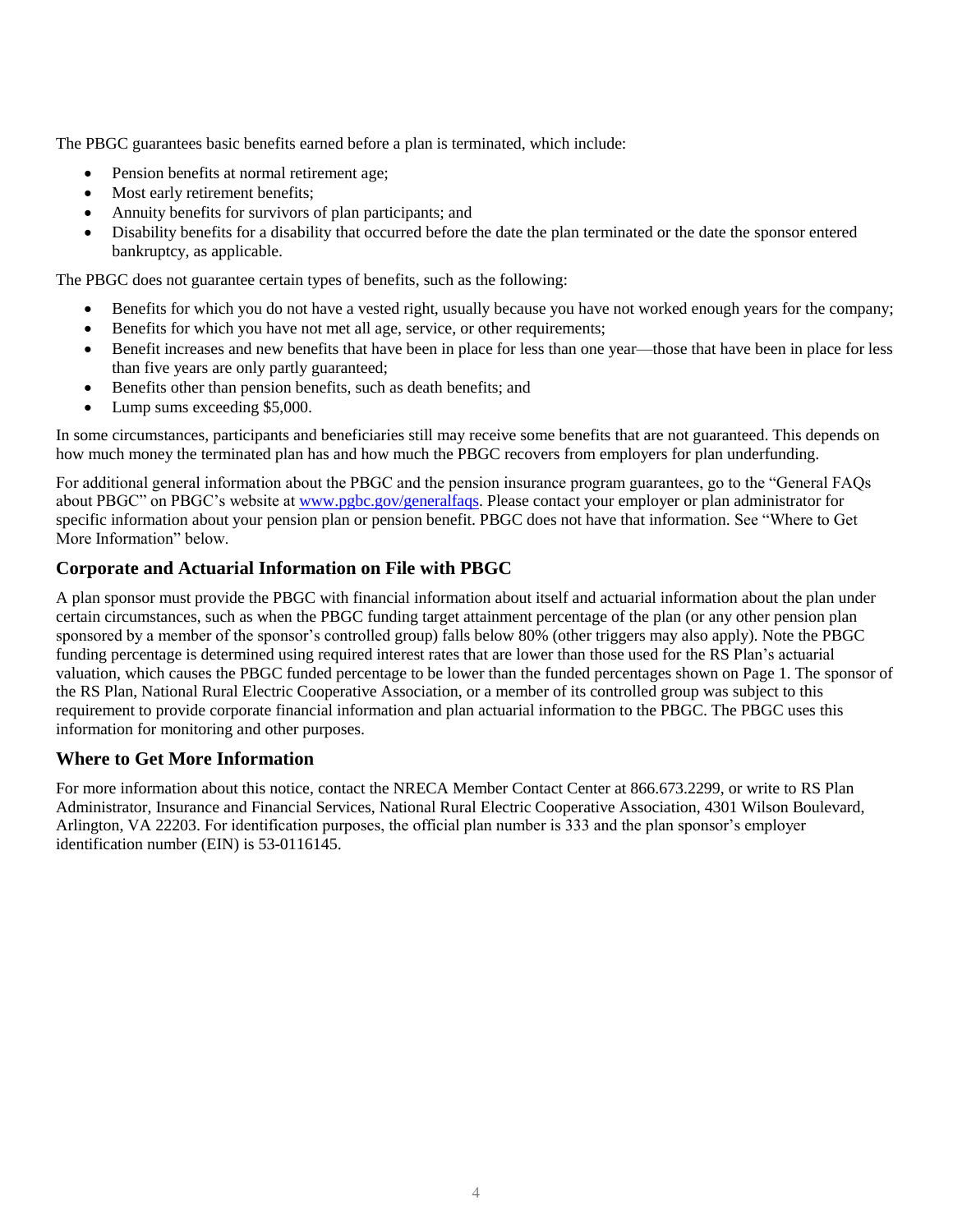The PBGC guarantees basic benefits earned before a plan is terminated, which include:

- Pension benefits at normal retirement age;
- Most early retirement benefits;
- Annuity benefits for survivors of plan participants; and
- Disability benefits for a disability that occurred before the date the plan terminated or the date the sponsor entered bankruptcy, as applicable.

The PBGC does not guarantee certain types of benefits, such as the following:

- Benefits for which you do not have a vested right, usually because you have not worked enough years for the company;
- Benefits for which you have not met all age, service, or other requirements;
- Benefit increases and new benefits that have been in place for less than one year—those that have been in place for less than five years are only partly guaranteed;
- Benefits other than pension benefits, such as death benefits; and
- Lump sums exceeding $5,000.

In some circumstances, participants and beneficiaries still may receive some benefits that are not guaranteed. This depends on how much money the terminated plan has and how much the PBGC recovers from employers for plan underfunding.

For additional general information about the PBGC and the pension insurance program guarantees, go to the "General FAQs about PBGC" on PBGC's website at www.pgbc.gov/generalfaqs. Please contact your employer or plan administrator for specific information about your pension plan or pension benefit. PBGC does not have that information. See "Where to Get More Information" below.

## Corporate and Actuarial Information on File with PBGC

A plan sponsor must provide the PBGC with financial information about itself and actuarial information about the plan under certain circumstances, such as when the PBGC funding target attainment percentage of the plan (or any other pension plan sponsored by a member of the sponsor's controlled group) falls below 80% (other triggers may also apply). Note the PBGC funding percentage is determined using required interest rates that are lower than those used for the RS Plan's actuarial valuation, which causes the PBGC funded percentage to be lower than the funded percentages shown on Page 1. The sponsor of the RS Plan, National Rural Electric Cooperative Association, or a member of its controlled group was subject to this requirement to provide corporate financial information and plan actuarial information to the PBGC. The PBGC uses this information for monitoring and other purposes.

## Where to Get More Information

For more information about this notice, contact the NRECA Member Contact Center at 866.673.2299, or write to RS Plan Administrator, Insurance and Financial Services, National Rural Electric Cooperative Association, 4301 Wilson Boulevard, Arlington, VA 22203. For identification purposes, the official plan number is 333 and the plan sponsor's employer identification number (EIN) is 53-0116145.